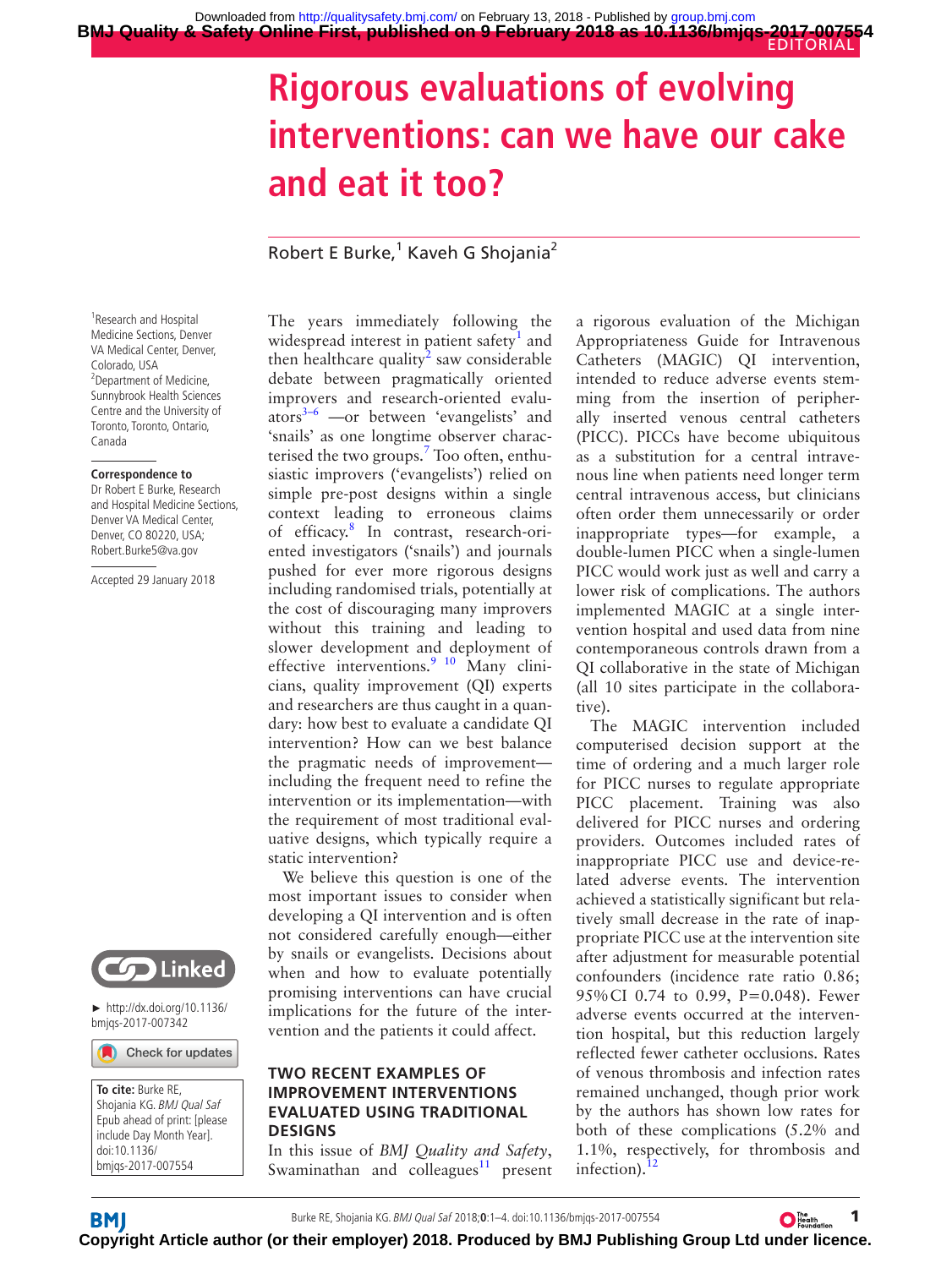EDITORIAL

# Rigorous evaluations of evolving interventions: can we have our cake and eat it too?

Robert E Burke,[1] Kaveh G Shojania[2]

[1]Research and Hospital Medicine Sections, Denver VA Medical Center, Denver, Colorado, USA
[2]Department of Medicine, Sunnybrook Health Sciences Centre and the University of Toronto, Toronto, Ontario, Canada

**Correspondence to**
Dr Robert E Burke, Research and Hospital Medicine Sections, Denver VA Medical Center, Denver, CO 80220, USA; Robert.Burke5@va.gov

Accepted 29 January 2018

► http://dx.doi.org/10.1136/bmjqs-2017-007342

**To cite:** Burke RE, Shojania KG. *BMJ Qual Saf* Epub ahead of print: [please include Day Month Year]. doi:10.1136/bmjqs-2017-007554

The years immediately following the widespread interest in patient safety[1] and then healthcare quality[2] saw considerable debate between pragmatically oriented improvers and research-oriented evaluators[3–6] —or between 'evangelists' and 'snails' as one longtime observer characterised the two groups.[7] Too often, enthusiastic improvers ('evangelists') relied on simple pre-post designs within a single context leading to erroneous claims of efficacy.[8] In contrast, research-oriented investigators ('snails') and journals pushed for ever more rigorous designs including randomised trials, potentially at the cost of discouraging many improvers without this training and leading to slower development and deployment of effective interventions.[9 10] Many clinicians, quality improvement (QI) experts and researchers are thus caught in a quandary: how best to evaluate a candidate QI intervention? How can we best balance the pragmatic needs of improvement—including the frequent need to refine the intervention or its implementation—with the requirement of most traditional evaluative designs, which typically require a static intervention?

We believe this question is one of the most important issues to consider when developing a QI intervention and is often not considered carefully enough—either by snails or evangelists. Decisions about when and how to evaluate potentially promising interventions can have crucial implications for the future of the intervention and the patients it could affect.

## TWO RECENT EXAMPLES OF IMPROVEMENT INTERVENTIONS EVALUATED USING TRADITIONAL DESIGNS

In this issue of *BMJ Quality and Safety*, Swaminathan and colleagues[11] present a rigorous evaluation of the Michigan Appropriateness Guide for Intravenous Catheters (MAGIC) QI intervention, intended to reduce adverse events stemming from the insertion of peripherally inserted venous central catheters (PICC). PICCs have become ubiquitous as a substitution for a central intravenous line when patients need longer term central intravenous access, but clinicians often order them unnecessarily or order inappropriate types—for example, a double-lumen PICC when a single-lumen PICC would work just as well and carry a lower risk of complications. The authors implemented MAGIC at a single intervention hospital and used data from nine contemporaneous controls drawn from a QI collaborative in the state of Michigan (all 10 sites participate in the collaborative).

The MAGIC intervention included computerised decision support at the time of ordering and a much larger role for PICC nurses to regulate appropriate PICC placement. Training was also delivered for PICC nurses and ordering providers. Outcomes included rates of inappropriate PICC use and device-related adverse events. The intervention achieved a statistically significant but relatively small decrease in the rate of inappropriate PICC use at the intervention site after adjustment for measurable potential confounders (incidence rate ratio 0.86; 95% CI 0.74 to 0.99, $P=0.048$). Fewer adverse events occurred at the intervention hospital, but this reduction largely reflected fewer catheter occlusions. Rates of venous thrombosis and infection rates remained unchanged, though prior work by the authors has shown low rates for both of these complications (5.2% and 1.1%, respectively, for thrombosis and infection).[12]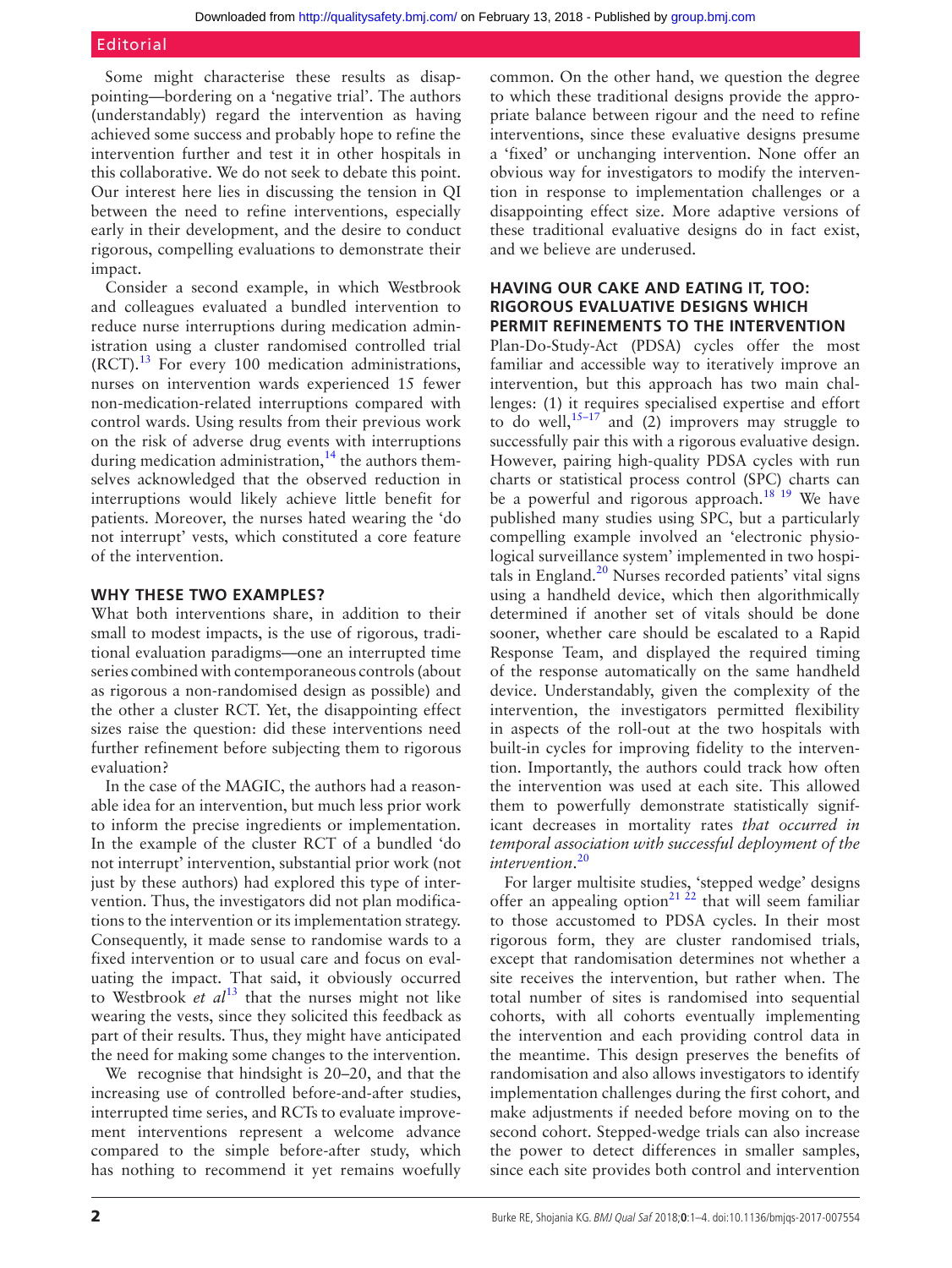Some might characterise these results as disappointing—bordering on a 'negative trial'. The authors (understandably) regard the intervention as having achieved some success and probably hope to refine the intervention further and test it in other hospitals in this collaborative. We do not seek to debate this point. Our interest here lies in discussing the tension in QI between the need to refine interventions, especially early in their development, and the desire to conduct rigorous, compelling evaluations to demonstrate their impact.

Consider a second example, in which Westbrook and colleagues evaluated a bundled intervention to reduce nurse interruptions during medication administration using a cluster randomised controlled trial (RCT).[13] For every 100 medication administrations, nurses on intervention wards experienced 15 fewer non-medication-related interruptions compared with control wards. Using results from their previous work on the risk of adverse drug events with interruptions during medication administration,[14] the authors themselves acknowledged that the observed reduction in interruptions would likely achieve little benefit for patients. Moreover, the nurses hated wearing the 'do not interrupt' vests, which constituted a core feature of the intervention.

## WHY THESE TWO EXAMPLES?

What both interventions share, in addition to their small to modest impacts, is the use of rigorous, traditional evaluation paradigms—one an interrupted time series combined with contemporaneous controls (about as rigorous a non-randomised design as possible) and the other a cluster RCT. Yet, the disappointing effect sizes raise the question: did these interventions need further refinement before subjecting them to rigorous evaluation?

In the case of the MAGIC, the authors had a reasonable idea for an intervention, but much less prior work to inform the precise ingredients or implementation. In the example of the cluster RCT of a bundled 'do not interrupt' intervention, substantial prior work (not just by these authors) had explored this type of intervention. Thus, the investigators did not plan modifications to the intervention or its implementation strategy. Consequently, it made sense to randomise wards to a fixed intervention or to usual care and focus on evaluating the impact. That said, it obviously occurred to Westbrook *et al*[13] that the nurses might not like wearing the vests, since they solicited this feedback as part of their results. Thus, they might have anticipated the need for making some changes to the intervention.

We recognise that hindsight is 20–20, and that the increasing use of controlled before-and-after studies, interrupted time series, and RCTs to evaluate improvement interventions represent a welcome advance compared to the simple before-after study, which has nothing to recommend it yet remains woefully common. On the other hand, we question the degree to which these traditional designs provide the appropriate balance between rigour and the need to refine interventions, since these evaluative designs presume a 'fixed' or unchanging intervention. None offer an obvious way for investigators to modify the intervention in response to implementation challenges or a disappointing effect size. More adaptive versions of these traditional evaluative designs do in fact exist, and we believe are underused.

## HAVING OUR CAKE AND EATING IT, TOO: RIGOROUS EVALUATIVE DESIGNS WHICH PERMIT REFINEMENTS TO THE INTERVENTION

Plan-Do-Study-Act (PDSA) cycles offer the most familiar and accessible way to iteratively improve an intervention, but this approach has two main challenges: (1) it requires specialised expertise and effort to do well,[15–17] and (2) improvers may struggle to successfully pair this with a rigorous evaluative design. However, pairing high-quality PDSA cycles with run charts or statistical process control (SPC) charts can be a powerful and rigorous approach.[18 19] We have published many studies using SPC, but a particularly compelling example involved an 'electronic physiological surveillance system' implemented in two hospitals in England.[20] Nurses recorded patients' vital signs using a handheld device, which then algorithmically determined if another set of vitals should be done sooner, whether care should be escalated to a Rapid Response Team, and displayed the required timing of the response automatically on the same handheld device. Understandably, given the complexity of the intervention, the investigators permitted flexibility in aspects of the roll-out at the two hospitals with built-in cycles for improving fidelity to the intervention. Importantly, the authors could track how often the intervention was used at each site. This allowed them to powerfully demonstrate statistically significant decreases in mortality rates *that occurred in temporal association with successful deployment of the intervention*.[20]

For larger multisite studies, 'stepped wedge' designs offer an appealing option[21 22] that will seem familiar to those accustomed to PDSA cycles. In their most rigorous form, they are cluster randomised trials, except that randomisation determines not whether a site receives the intervention, but rather when. The total number of sites is randomised into sequential cohorts, with all cohorts eventually implementing the intervention and each providing control data in the meantime. This design preserves the benefits of randomisation and also allows investigators to identify implementation challenges during the first cohort, and make adjustments if needed before moving on to the second cohort. Stepped-wedge trials can also increase the power to detect differences in smaller samples, since each site provides both control and intervention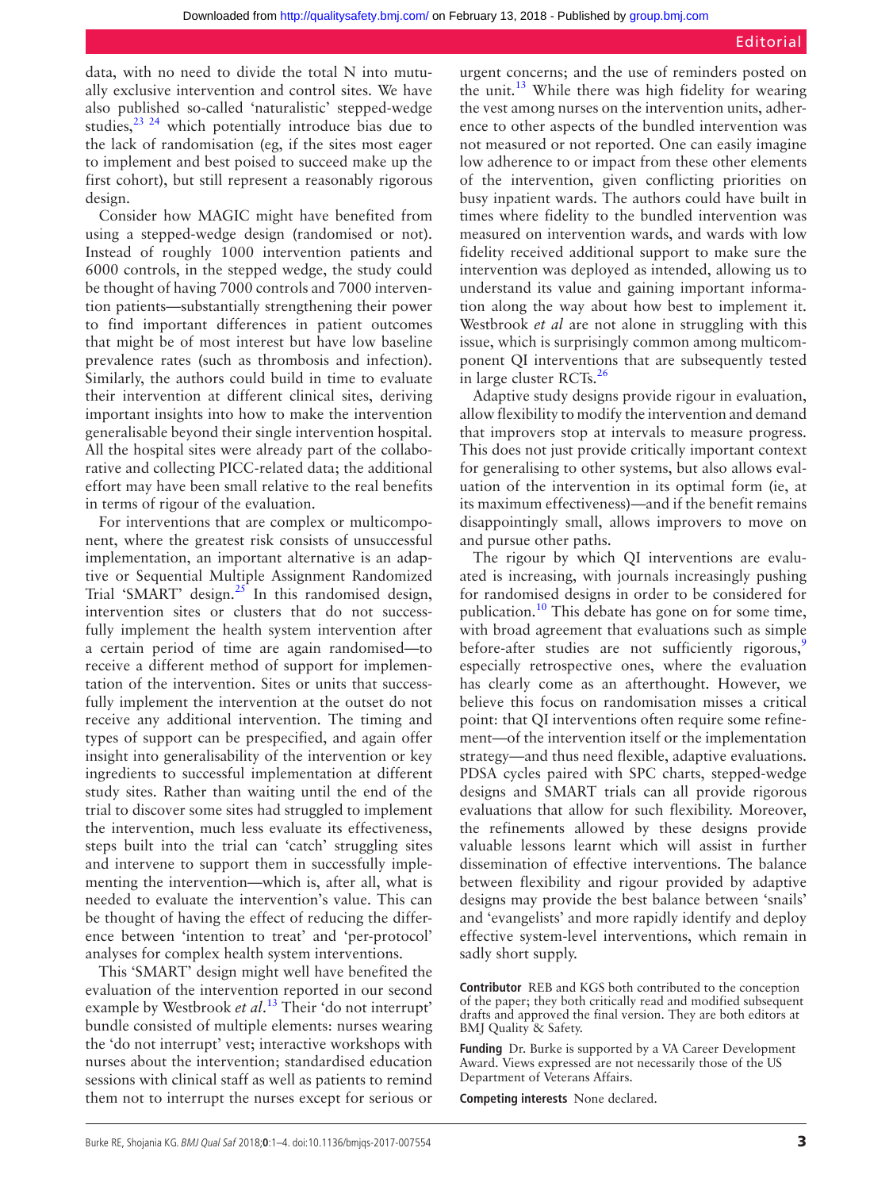data, with no need to divide the total N into mutually exclusive intervention and control sites. We have also published so-called 'naturalistic' stepped-wedge studies,[23 24] which potentially introduce bias due to the lack of randomisation (eg, if the sites most eager to implement and best poised to succeed make up the first cohort), but still represent a reasonably rigorous design.

Consider how MAGIC might have benefited from using a stepped-wedge design (randomised or not). Instead of roughly 1000 intervention patients and 6000 controls, in the stepped wedge, the study could be thought of having 7000 controls and 7000 intervention patients—substantially strengthening their power to find important differences in patient outcomes that might be of most interest but have low baseline prevalence rates (such as thrombosis and infection). Similarly, the authors could build in time to evaluate their intervention at different clinical sites, deriving important insights into how to make the intervention generalisable beyond their single intervention hospital. All the hospital sites were already part of the collaborative and collecting PICC-related data; the additional effort may have been small relative to the real benefits in terms of rigour of the evaluation.

For interventions that are complex or multicomponent, where the greatest risk consists of unsuccessful implementation, an important alternative is an adaptive or Sequential Multiple Assignment Randomized Trial 'SMART' design.[25] In this randomised design, intervention sites or clusters that do not successfully implement the health system intervention after a certain period of time are again randomised—to receive a different method of support for implementation of the intervention. Sites or units that successfully implement the intervention at the outset do not receive any additional intervention. The timing and types of support can be prespecified, and again offer insight into generalisability of the intervention or key ingredients to successful implementation at different study sites. Rather than waiting until the end of the trial to discover some sites had struggled to implement the intervention, much less evaluate its effectiveness, steps built into the trial can 'catch' struggling sites and intervene to support them in successfully implementing the intervention—which is, after all, what is needed to evaluate the intervention's value. This can be thought of having the effect of reducing the difference between 'intention to treat' and 'per-protocol' analyses for complex health system interventions.

This 'SMART' design might well have benefited the evaluation of the intervention reported in our second example by Westbrook *et al*.[13] Their 'do not interrupt' bundle consisted of multiple elements: nurses wearing the 'do not interrupt' vest; interactive workshops with nurses about the intervention; standardised education sessions with clinical staff as well as patients to remind them not to interrupt the nurses except for serious or urgent concerns; and the use of reminders posted on the unit.[13] While there was high fidelity for wearing the vest among nurses on the intervention units, adherence to other aspects of the bundled intervention was not measured or not reported. One can easily imagine low adherence to or impact from these other elements of the intervention, given conflicting priorities on busy inpatient wards. The authors could have built in times where fidelity to the bundled intervention was measured on intervention wards, and wards with low fidelity received additional support to make sure the intervention was deployed as intended, allowing us to understand its value and gaining important information along the way about how best to implement it. Westbrook *et al* are not alone in struggling with this issue, which is surprisingly common among multicomponent QI interventions that are subsequently tested in large cluster RCTs.[26]

Adaptive study designs provide rigour in evaluation, allow flexibility to modify the intervention and demand that improvers stop at intervals to measure progress. This does not just provide critically important context for generalising to other systems, but also allows evaluation of the intervention in its optimal form (ie, at its maximum effectiveness)—and if the benefit remains disappointingly small, allows improvers to move on and pursue other paths.

The rigour by which QI interventions are evaluated is increasing, with journals increasingly pushing for randomised designs in order to be considered for publication.[10] This debate has gone on for some time, with broad agreement that evaluations such as simple before-after studies are not sufficiently rigorous,[9] especially retrospective ones, where the evaluation has clearly come as an afterthought. However, we believe this focus on randomisation misses a critical point: that QI interventions often require some refinement—of the intervention itself or the implementation strategy—and thus need flexible, adaptive evaluations. PDSA cycles paired with SPC charts, stepped-wedge designs and SMART trials can all provide rigorous evaluations that allow for such flexibility. Moreover, the refinements allowed by these designs provide valuable lessons learnt which will assist in further dissemination of effective interventions. The balance between flexibility and rigour provided by adaptive designs may provide the best balance between 'snails' and 'evangelists' and more rapidly identify and deploy effective system-level interventions, which remain in sadly short supply.

**Contributor** REB and KGS both contributed to the conception of the paper; they both critically read and modified subsequent drafts and approved the final version. They are both editors at BMJ Quality & Safety.

**Funding** Dr. Burke is supported by a VA Career Development Award. Views expressed are not necessarily those of the US Department of Veterans Affairs.

**Competing interests** None declared.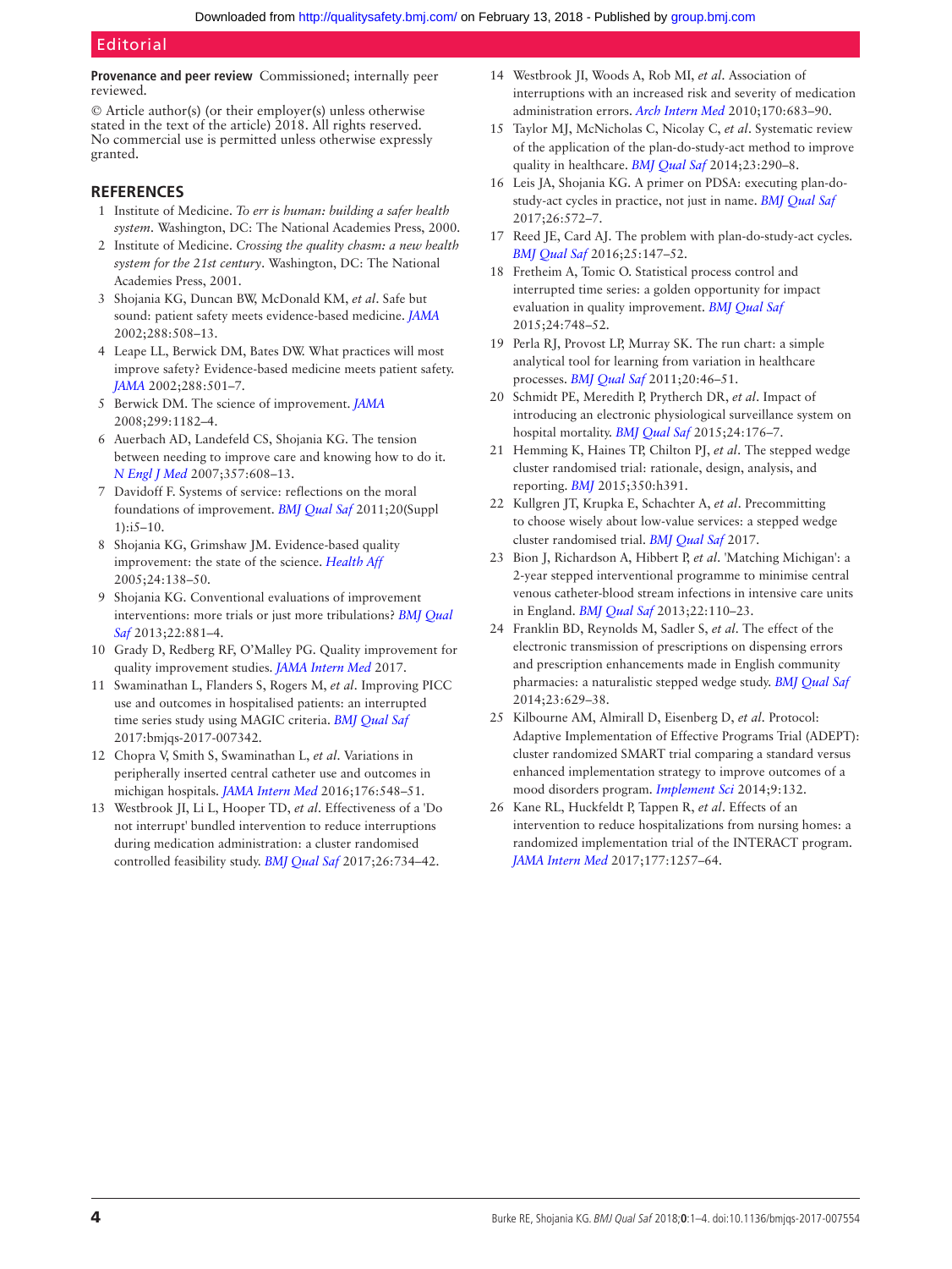**Provenance and peer review** Commissioned; internally peer reviewed.

© Article author(s) (or their employer(s) unless otherwise stated in the text of the article) 2018. All rights reserved. No commercial use is permitted unless otherwise expressly granted.

## REFERENCES

1. Institute of Medicine. *To err is human: building a safer health system*. Washington, DC: The National Academies Press, 2000.
2. Institute of Medicine. *Crossing the quality chasm: a new health system for the 21st century*. Washington, DC: The National Academies Press, 2001.
3. Shojania KG, Duncan BW, McDonald KM, *et al*. Safe but sound: patient safety meets evidence-based medicine. *JAMA* 2002;288:508–13.
4. Leape LL, Berwick DM, Bates DW. What practices will most improve safety? Evidence-based medicine meets patient safety. *JAMA* 2002;288:501–7.
5. Berwick DM. The science of improvement. *JAMA* 2008;299:1182–4.
6. Auerbach AD, Landefeld CS, Shojania KG. The tension between needing to improve care and knowing how to do it. *N Engl J Med* 2007;357:608–13.
7. Davidoff F. Systems of service: reflections on the moral foundations of improvement. *BMJ Qual Saf* 2011;20(Suppl 1):i5–10.
8. Shojania KG, Grimshaw JM. Evidence-based quality improvement: the state of the science. *Health Aff* 2005;24:138–50.
9. Shojania KG. Conventional evaluations of improvement interventions: more trials or just more tribulations? *BMJ Qual Saf* 2013;22:881–4.
10. Grady D, Redberg RF, O'Malley PG. Quality improvement for quality improvement studies. *JAMA Intern Med* 2017.
11. Swaminathan L, Flanders S, Rogers M, *et al*. Improving PICC use and outcomes in hospitalised patients: an interrupted time series study using MAGIC criteria. *BMJ Qual Saf* 2017:bmjqs-2017-007342.
12. Chopra V, Smith S, Swaminathan L, *et al*. Variations in peripherally inserted central catheter use and outcomes in michigan hospitals. *JAMA Intern Med* 2016;176:548–51.
13. Westbrook JI, Li L, Hooper TD, *et al*. Effectiveness of a 'Do not interrupt' bundled intervention to reduce interruptions during medication administration: a cluster randomised controlled feasibility study. *BMJ Qual Saf* 2017;26:734–42.
14. Westbrook JI, Woods A, Rob MI, *et al*. Association of interruptions with an increased risk and severity of medication administration errors. *Arch Intern Med* 2010;170:683–90.
15. Taylor MJ, McNicholas C, Nicolay C, *et al*. Systematic review of the application of the plan-do-study-act method to improve quality in healthcare. *BMJ Qual Saf* 2014;23:290–8.
16. Leis JA, Shojania KG. A primer on PDSA: executing plan-do-study-act cycles in practice, not just in name. *BMJ Qual Saf* 2017;26:572–7.
17. Reed JE, Card AJ. The problem with plan-do-study-act cycles. *BMJ Qual Saf* 2016;25:147–52.
18. Fretheim A, Tomic O. Statistical process control and interrupted time series: a golden opportunity for impact evaluation in quality improvement. *BMJ Qual Saf* 2015;24:748–52.
19. Perla RJ, Provost LP, Murray SK. The run chart: a simple analytical tool for learning from variation in healthcare processes. *BMJ Qual Saf* 2011;20:46–51.
20. Schmidt PE, Meredith P, Prytherch DR, *et al*. Impact of introducing an electronic physiological surveillance system on hospital mortality. *BMJ Qual Saf* 2015;24:176–7.
21. Hemming K, Haines TP, Chilton PJ, *et al*. The stepped wedge cluster randomised trial: rationale, design, analysis, and reporting. *BMJ* 2015;350:h391.
22. Kullgren JT, Krupka E, Schachter A, *et al*. Precommitting to choose wisely about low-value services: a stepped wedge cluster randomised trial. *BMJ Qual Saf* 2017.
23. Bion J, Richardson A, Hibbert P, *et al*. 'Matching Michigan': a 2-year stepped interventional programme to minimise central venous catheter-blood stream infections in intensive care units in England. *BMJ Qual Saf* 2013;22:110–23.
24. Franklin BD, Reynolds M, Sadler S, *et al*. The effect of the electronic transmission of prescriptions on dispensing errors and prescription enhancements made in English community pharmacies: a naturalistic stepped wedge study. *BMJ Qual Saf* 2014;23:629–38.
25. Kilbourne AM, Almirall D, Eisenberg D, *et al*. Protocol: Adaptive Implementation of Effective Programs Trial (ADEPT): cluster randomized SMART trial comparing a standard versus enhanced implementation strategy to improve outcomes of a mood disorders program. *Implement Sci* 2014;9:132.
26. Kane RL, Huckfeldt P, Tappen R, *et al*. Effects of an intervention to reduce hospitalizations from nursing homes: a randomized implementation trial of the INTERACT program. *JAMA Intern Med* 2017;177:1257–64.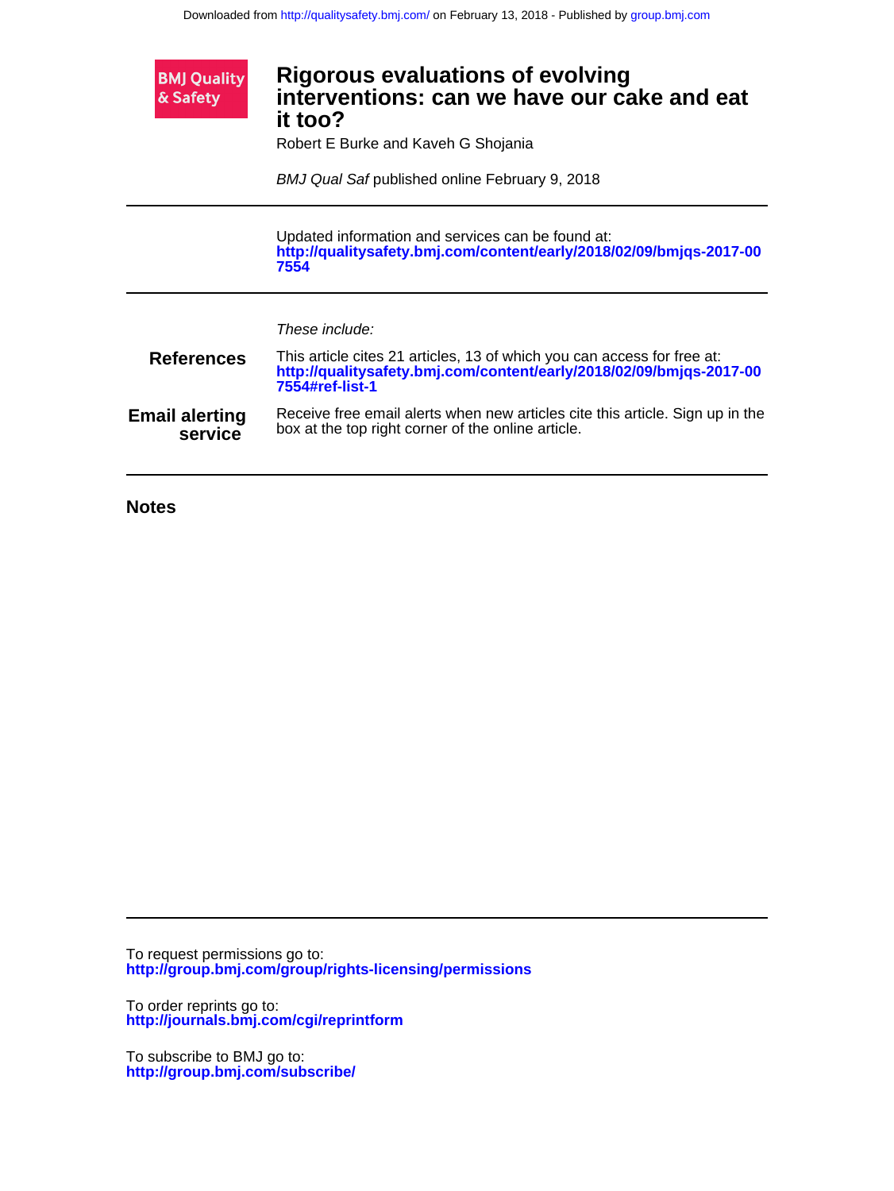Downloaded from http://qualitysafety.bmj.com/ on February 13, 2018 - Published by group.bmj.com

BMJ Quality & Safety

# Rigorous evaluations of evolving interventions: can we have our cake and eat it too?

Robert E Burke and Kaveh G Shojania

*BMJ Qual Saf* published online February 9, 2018

Updated information and services can be found at:
**http://qualitysafety.bmj.com/content/early/2018/02/09/bmjqs-2017-007554**

*These include:*

**References**
This article cites 21 articles, 13 of which you can access for free at:
**http://qualitysafety.bmj.com/content/early/2018/02/09/bmjqs-2017-007554#ref-list-1**

**Email alerting service**
Receive free email alerts when new articles cite this article. Sign up in the box at the top right corner of the online article.

## Notes

To request permissions go to:
**http://group.bmj.com/group/rights-licensing/permissions**

To order reprints go to:
**http://journals.bmj.com/cgi/reprintform**

To subscribe to BMJ go to:
**http://group.bmj.com/subscribe/**